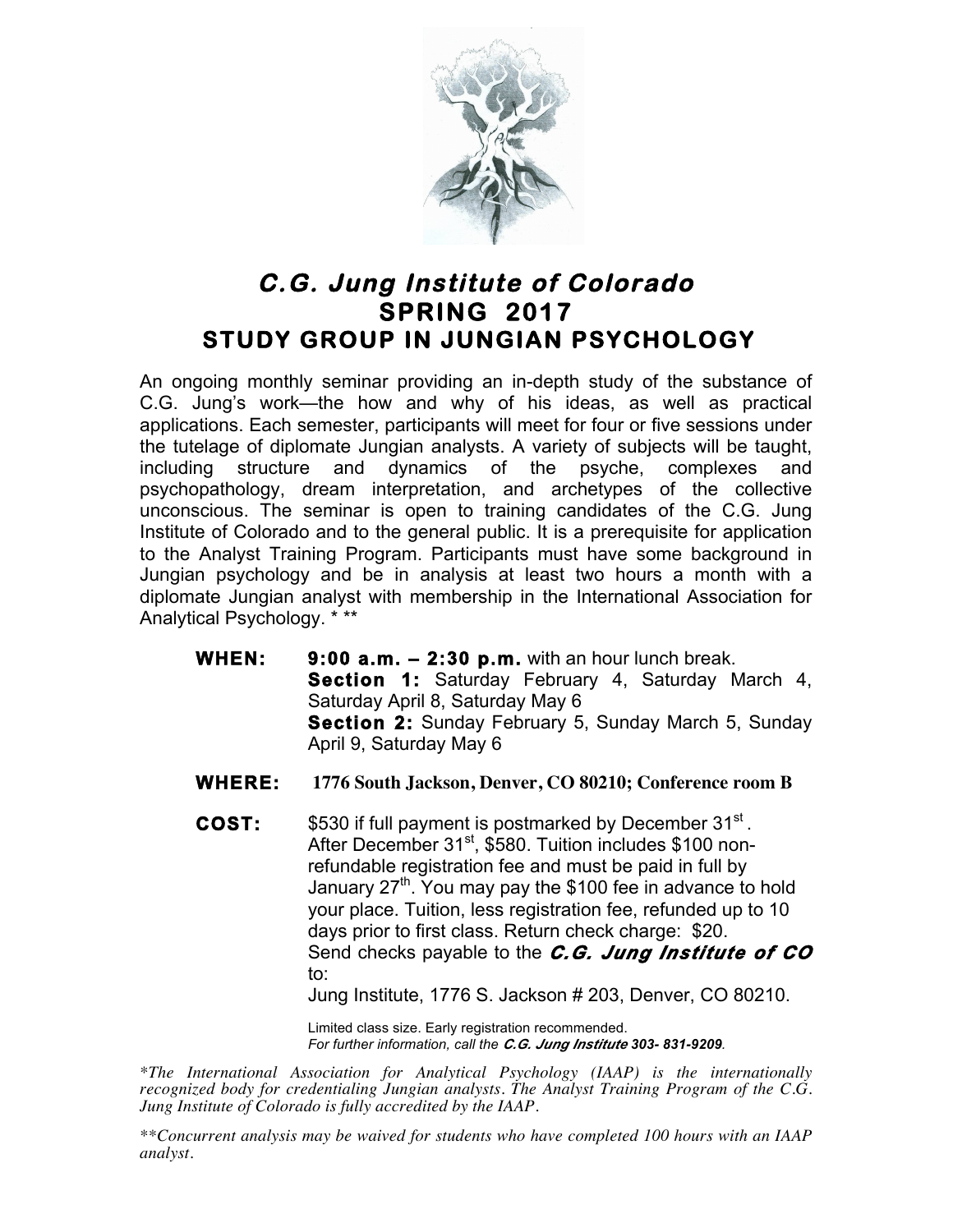# *C.G. Jung Institute of Colorado*
## SPRING 2017
## STUDY GROUP IN JUNGIAN PSYCHOLOGY

An ongoing monthly seminar providing an in-depth study of the substance of C.G. Jung's work—the how and why of his ideas, as well as practical applications. Each semester, participants will meet for four or five sessions under the tutelage of diplomate Jungian analysts. A variety of subjects will be taught, including structure and dynamics of the psyche, complexes and psychopathology, dream interpretation, and archetypes of the collective unconscious. The seminar is open to training candidates of the C.G. Jung Institute of Colorado and to the general public. It is a prerequisite for application to the Analyst Training Program. Participants must have some background in Jungian psychology and be in analysis at least two hours a month with a diplomate Jungian analyst with membership in the International Association for Analytical Psychology. * **

**WHEN:** **9:00 a.m. – 2:30 p.m.** with an hour lunch break.
**Section 1:** Saturday February 4, Saturday March 4, Saturday April 8, Saturday May 6
**Section 2:** Sunday February 5, Sunday March 5, Sunday April 9, Saturday May 6

**WHERE:** **1776 South Jackson, Denver, CO 80210; Conference room B**

**COST:** \$530 if full payment is postmarked by December 31st. After December 31st, \$580. Tuition includes \$100 non-refundable registration fee and must be paid in full by January 27th. You may pay the \$100 fee in advance to hold your place. Tuition, less registration fee, refunded up to 10 days prior to first class. Return check charge: \$20.
Send checks payable to the ***C.G. Jung Institute of CO*** to:
Jung Institute, 1776 S. Jackson # 203, Denver, CO 80210.

Limited class size. Early registration recommended.
*For further information, call the* ***C.G. Jung Institute 303- 831-9209****.*

*\*The International Association for Analytical Psychology (IAAP) is the internationally recognized body for credentialing Jungian analysts. The Analyst Training Program of the C.G. Jung Institute of Colorado is fully accredited by the IAAP.*

*\*\*Concurrent analysis may be waived for students who have completed 100 hours with an IAAP analyst.*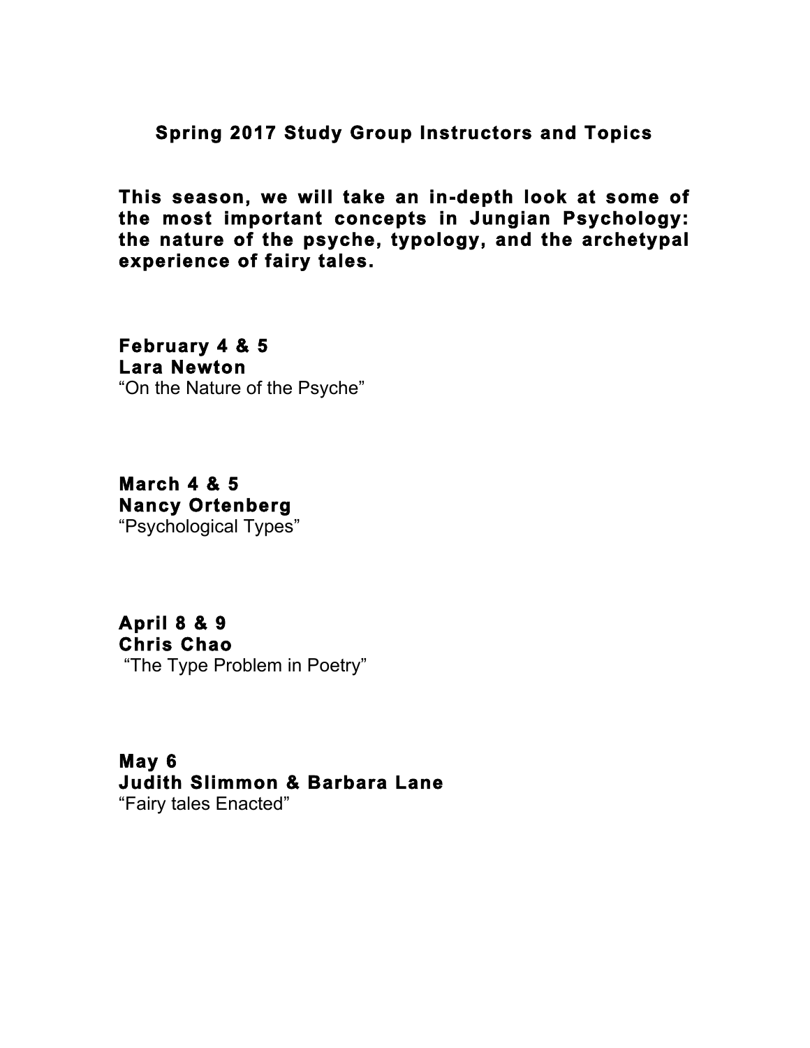## Spring 2017 Study Group Instructors and Topics

**This season, we will take an in-depth look at some of the most important concepts in Jungian Psychology: the nature of the psyche, typology, and the archetypal experience of fairy tales.**

**February 4 & 5**
**Lara Newton**
"On the Nature of the Psyche"

**March 4 & 5**
**Nancy Ortenberg**
"Psychological Types"

**April 8 & 9**
**Chris Chao**
"The Type Problem in Poetry"

**May 6**
**Judith Slimmon & Barbara Lane**
"Fairy tales Enacted"